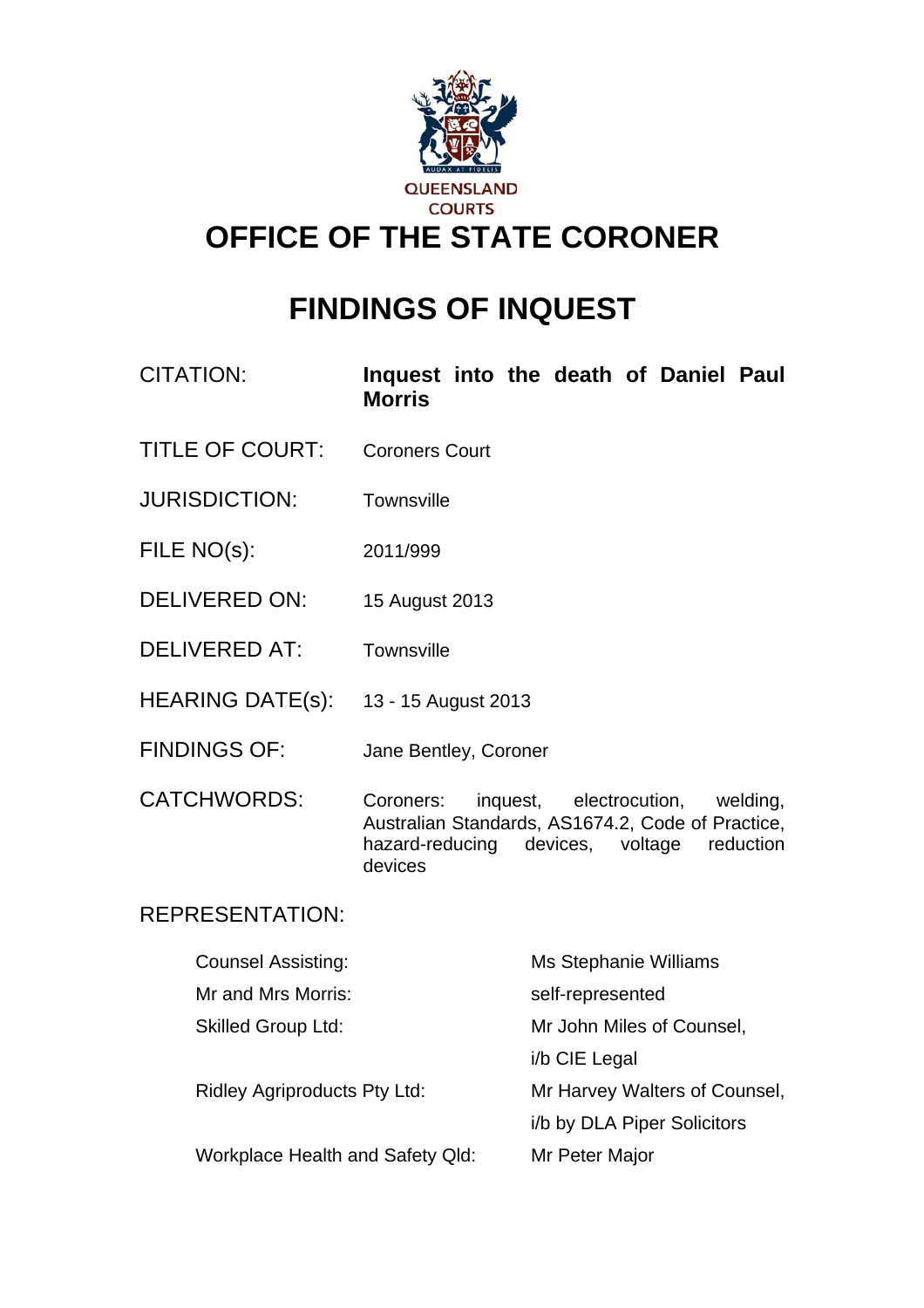QUEENSLAND COURTS

# OFFICE OF THE STATE CORONER

# FINDINGS OF INQUEST

| | |
|---|---|
| CITATION: | **Inquest into the death of Daniel Paul Morris** |
| TITLE OF COURT: | Coroners Court |
| JURISDICTION: | Townsville |
| FILE NO(s): | 2011/999 |
| DELIVERED ON: | 15 August 2013 |
| DELIVERED AT: | Townsville |
| HEARING DATE(s): | 13 - 15 August 2013 |
| FINDINGS OF: | Jane Bentley, Coroner |
| CATCHWORDS: | Coroners: inquest, electrocution, welding, Australian Standards, AS1674.2, Code of Practice, hazard-reducing devices, voltage reduction devices |

REPRESENTATION:

| | |
|---|---|
| Counsel Assisting: | Ms Stephanie Williams |
| Mr and Mrs Morris: | self-represented |
| Skilled Group Ltd: | Mr John Miles of Counsel, i/b CIE Legal |
| Ridley Agriproducts Pty Ltd: | Mr Harvey Walters of Counsel, i/b by DLA Piper Solicitors |
| Workplace Health and Safety Qld: | Mr Peter Major |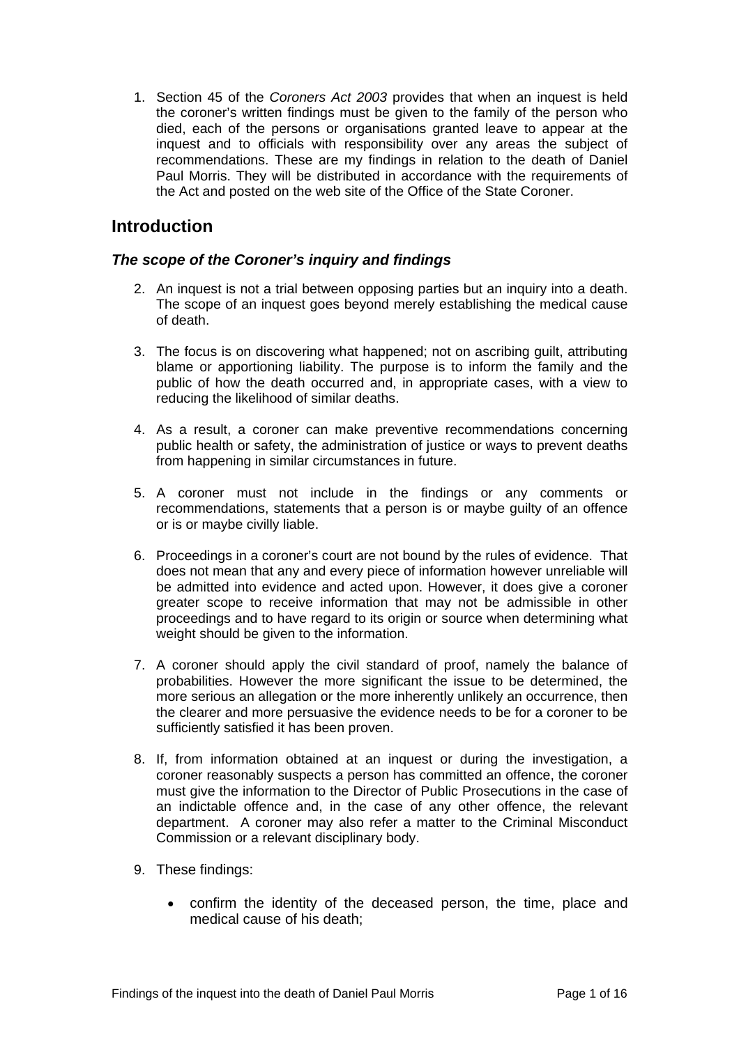1. Section 45 of the *Coroners Act 2003* provides that when an inquest is held the coroner's written findings must be given to the family of the person who died, each of the persons or organisations granted leave to appear at the inquest and to officials with responsibility over any areas the subject of recommendations. These are my findings in relation to the death of Daniel Paul Morris. They will be distributed in accordance with the requirements of the Act and posted on the web site of the Office of the State Coroner.

## Introduction

### *The scope of the Coroner's inquiry and findings*

2. An inquest is not a trial between opposing parties but an inquiry into a death. The scope of an inquest goes beyond merely establishing the medical cause of death.

3. The focus is on discovering what happened; not on ascribing guilt, attributing blame or apportioning liability. The purpose is to inform the family and the public of how the death occurred and, in appropriate cases, with a view to reducing the likelihood of similar deaths.

4. As a result, a coroner can make preventive recommendations concerning public health or safety, the administration of justice or ways to prevent deaths from happening in similar circumstances in future.

5. A coroner must not include in the findings or any comments or recommendations, statements that a person is or maybe guilty of an offence or is or maybe civilly liable.

6. Proceedings in a coroner's court are not bound by the rules of evidence. That does not mean that any and every piece of information however unreliable will be admitted into evidence and acted upon. However, it does give a coroner greater scope to receive information that may not be admissible in other proceedings and to have regard to its origin or source when determining what weight should be given to the information.

7. A coroner should apply the civil standard of proof, namely the balance of probabilities. However the more significant the issue to be determined, the more serious an allegation or the more inherently unlikely an occurrence, then the clearer and more persuasive the evidence needs to be for a coroner to be sufficiently satisfied it has been proven.

8. If, from information obtained at an inquest or during the investigation, a coroner reasonably suspects a person has committed an offence, the coroner must give the information to the Director of Public Prosecutions in the case of an indictable offence and, in the case of any other offence, the relevant department. A coroner may also refer a matter to the Criminal Misconduct Commission or a relevant disciplinary body.

9. These findings:

   - confirm the identity of the deceased person, the time, place and medical cause of his death;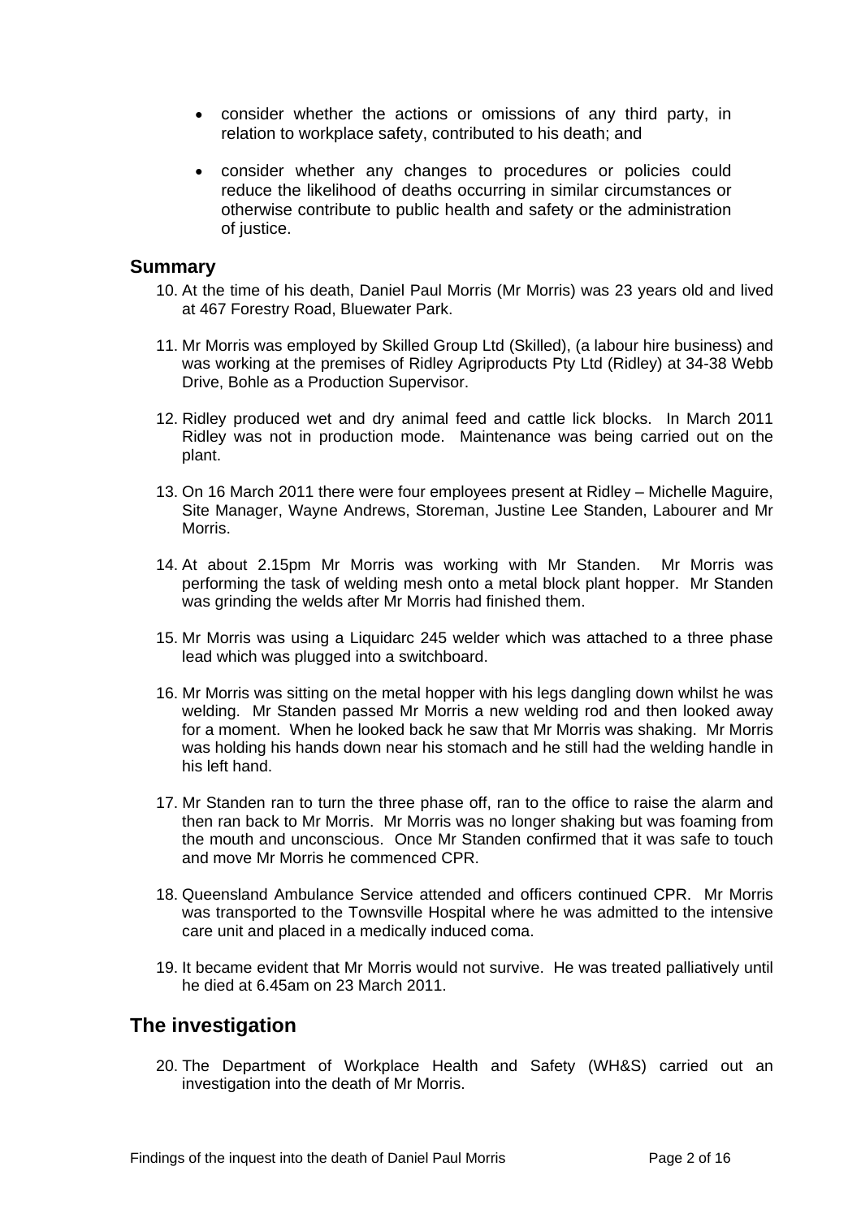- consider whether the actions or omissions of any third party, in relation to workplace safety, contributed to his death; and
- consider whether any changes to procedures or policies could reduce the likelihood of deaths occurring in similar circumstances or otherwise contribute to public health and safety or the administration of justice.

## Summary

10. At the time of his death, Daniel Paul Morris (Mr Morris) was 23 years old and lived at 467 Forestry Road, Bluewater Park.

11. Mr Morris was employed by Skilled Group Ltd (Skilled), (a labour hire business) and was working at the premises of Ridley Agriproducts Pty Ltd (Ridley) at 34-38 Webb Drive, Bohle as a Production Supervisor.

12. Ridley produced wet and dry animal feed and cattle lick blocks. In March 2011 Ridley was not in production mode. Maintenance was being carried out on the plant.

13. On 16 March 2011 there were four employees present at Ridley – Michelle Maguire, Site Manager, Wayne Andrews, Storeman, Justine Lee Standen, Labourer and Mr Morris.

14. At about 2.15pm Mr Morris was working with Mr Standen. Mr Morris was performing the task of welding mesh onto a metal block plant hopper. Mr Standen was grinding the welds after Mr Morris had finished them.

15. Mr Morris was using a Liquidarc 245 welder which was attached to a three phase lead which was plugged into a switchboard.

16. Mr Morris was sitting on the metal hopper with his legs dangling down whilst he was welding. Mr Standen passed Mr Morris a new welding rod and then looked away for a moment. When he looked back he saw that Mr Morris was shaking. Mr Morris was holding his hands down near his stomach and he still had the welding handle in his left hand.

17. Mr Standen ran to turn the three phase off, ran to the office to raise the alarm and then ran back to Mr Morris. Mr Morris was no longer shaking but was foaming from the mouth and unconscious. Once Mr Standen confirmed that it was safe to touch and move Mr Morris he commenced CPR.

18. Queensland Ambulance Service attended and officers continued CPR. Mr Morris was transported to the Townsville Hospital where he was admitted to the intensive care unit and placed in a medically induced coma.

19. It became evident that Mr Morris would not survive. He was treated palliatively until he died at 6.45am on 23 March 2011.

# The investigation

20. The Department of Workplace Health and Safety (WH&S) carried out an investigation into the death of Mr Morris.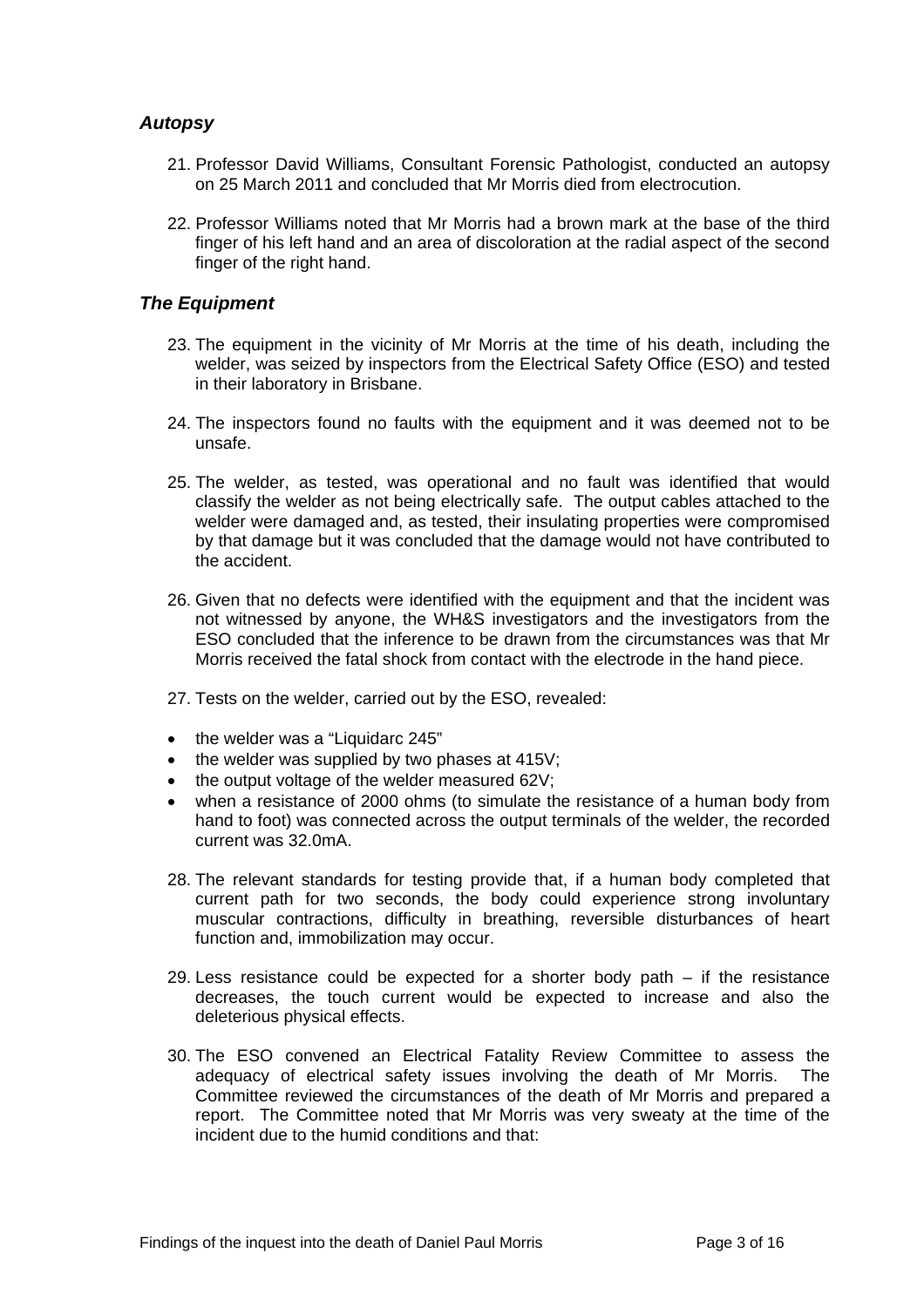### *Autopsy*

21. Professor David Williams, Consultant Forensic Pathologist, conducted an autopsy on 25 March 2011 and concluded that Mr Morris died from electrocution.

22. Professor Williams noted that Mr Morris had a brown mark at the base of the third finger of his left hand and an area of discoloration at the radial aspect of the second finger of the right hand.

### *The Equipment*

23. The equipment in the vicinity of Mr Morris at the time of his death, including the welder, was seized by inspectors from the Electrical Safety Office (ESO) and tested in their laboratory in Brisbane.

24. The inspectors found no faults with the equipment and it was deemed not to be unsafe.

25. The welder, as tested, was operational and no fault was identified that would classify the welder as not being electrically safe. The output cables attached to the welder were damaged and, as tested, their insulating properties were compromised by that damage but it was concluded that the damage would not have contributed to the accident.

26. Given that no defects were identified with the equipment and that the incident was not witnessed by anyone, the WH&S investigators and the investigators from the ESO concluded that the inference to be drawn from the circumstances was that Mr Morris received the fatal shock from contact with the electrode in the hand piece.

27. Tests on the welder, carried out by the ESO, revealed:

- the welder was a "Liquidarc 245"
- the welder was supplied by two phases at 415V;
- the output voltage of the welder measured 62V;
- when a resistance of 2000 ohms (to simulate the resistance of a human body from hand to foot) was connected across the output terminals of the welder, the recorded current was 32.0mA.

28. The relevant standards for testing provide that, if a human body completed that current path for two seconds, the body could experience strong involuntary muscular contractions, difficulty in breathing, reversible disturbances of heart function and, immobilization may occur.

29. Less resistance could be expected for a shorter body path – if the resistance decreases, the touch current would be expected to increase and also the deleterious physical effects.

30. The ESO convened an Electrical Fatality Review Committee to assess the adequacy of electrical safety issues involving the death of Mr Morris. The Committee reviewed the circumstances of the death of Mr Morris and prepared a report. The Committee noted that Mr Morris was very sweaty at the time of the incident due to the humid conditions and that: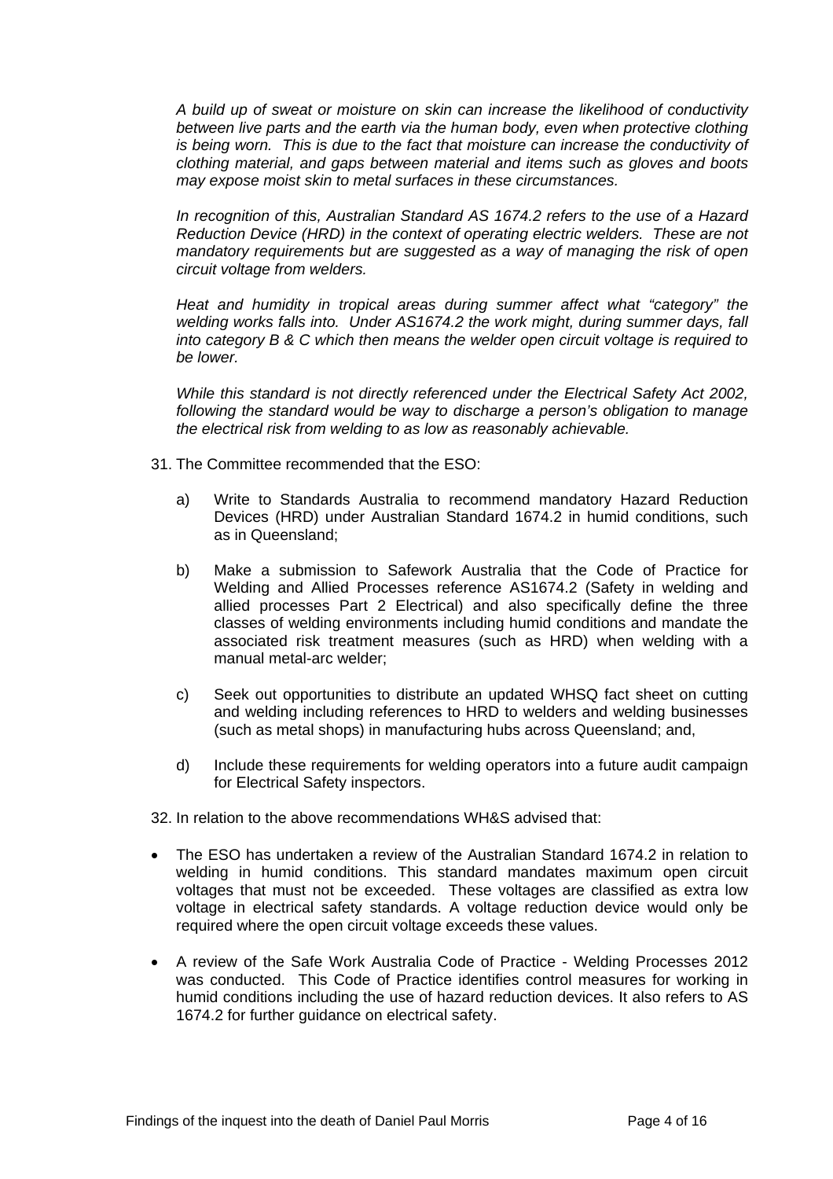*A build up of sweat or moisture on skin can increase the likelihood of conductivity between live parts and the earth via the human body, even when protective clothing is being worn. This is due to the fact that moisture can increase the conductivity of clothing material, and gaps between material and items such as gloves and boots may expose moist skin to metal surfaces in these circumstances.*

*In recognition of this, Australian Standard AS 1674.2 refers to the use of a Hazard Reduction Device (HRD) in the context of operating electric welders. These are not mandatory requirements but are suggested as a way of managing the risk of open circuit voltage from welders.*

*Heat and humidity in tropical areas during summer affect what "category" the welding works falls into. Under AS1674.2 the work might, during summer days, fall into category B & C which then means the welder open circuit voltage is required to be lower.*

*While this standard is not directly referenced under the Electrical Safety Act 2002, following the standard would be way to discharge a person's obligation to manage the electrical risk from welding to as low as reasonably achievable.*

31. The Committee recommended that the ESO:

   a) Write to Standards Australia to recommend mandatory Hazard Reduction Devices (HRD) under Australian Standard 1674.2 in humid conditions, such as in Queensland;

   b) Make a submission to Safework Australia that the Code of Practice for Welding and Allied Processes reference AS1674.2 (Safety in welding and allied processes Part 2 Electrical) and also specifically define the three classes of welding environments including humid conditions and mandate the associated risk treatment measures (such as HRD) when welding with a manual metal-arc welder;

   c) Seek out opportunities to distribute an updated WHSQ fact sheet on cutting and welding including references to HRD to welders and welding businesses (such as metal shops) in manufacturing hubs across Queensland; and,

   d) Include these requirements for welding operators into a future audit campaign for Electrical Safety inspectors.

32. In relation to the above recommendations WH&S advised that:

- The ESO has undertaken a review of the Australian Standard 1674.2 in relation to welding in humid conditions. This standard mandates maximum open circuit voltages that must not be exceeded. These voltages are classified as extra low voltage in electrical safety standards. A voltage reduction device would only be required where the open circuit voltage exceeds these values.

- A review of the Safe Work Australia Code of Practice - Welding Processes 2012 was conducted. This Code of Practice identifies control measures for working in humid conditions including the use of hazard reduction devices. It also refers to AS 1674.2 for further guidance on electrical safety.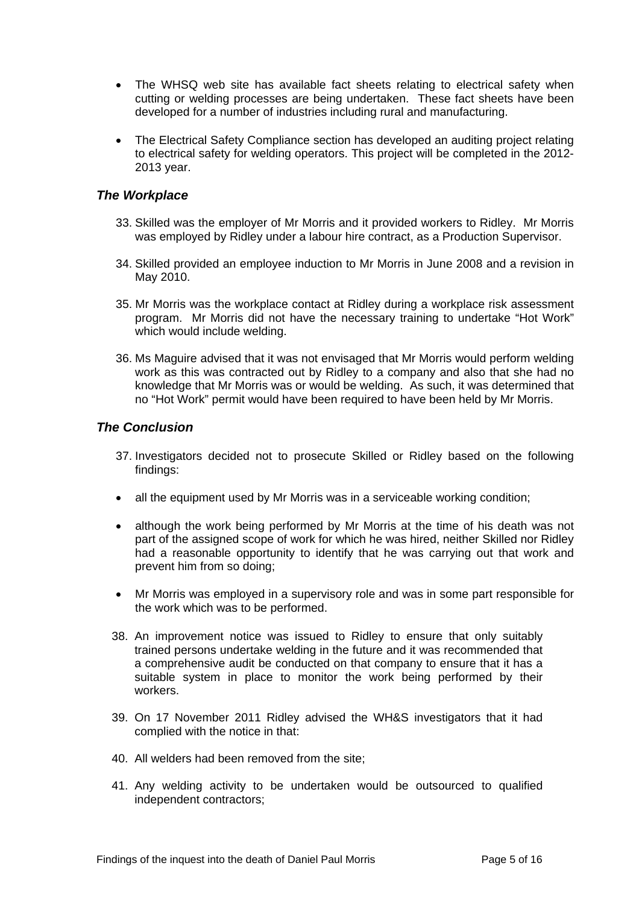- The WHSQ web site has available fact sheets relating to electrical safety when cutting or welding processes are being undertaken. These fact sheets have been developed for a number of industries including rural and manufacturing.

- The Electrical Safety Compliance section has developed an auditing project relating to electrical safety for welding operators. This project will be completed in the 2012-2013 year.

### *The Workplace*

33. Skilled was the employer of Mr Morris and it provided workers to Ridley. Mr Morris was employed by Ridley under a labour hire contract, as a Production Supervisor.

34. Skilled provided an employee induction to Mr Morris in June 2008 and a revision in May 2010.

35. Mr Morris was the workplace contact at Ridley during a workplace risk assessment program. Mr Morris did not have the necessary training to undertake "Hot Work" which would include welding.

36. Ms Maguire advised that it was not envisaged that Mr Morris would perform welding work as this was contracted out by Ridley to a company and also that she had no knowledge that Mr Morris was or would be welding. As such, it was determined that no "Hot Work" permit would have been required to have been held by Mr Morris.

### *The Conclusion*

37. Investigators decided not to prosecute Skilled or Ridley based on the following findings:

- all the equipment used by Mr Morris was in a serviceable working condition;

- although the work being performed by Mr Morris at the time of his death was not part of the assigned scope of work for which he was hired, neither Skilled nor Ridley had a reasonable opportunity to identify that he was carrying out that work and prevent him from so doing;

- Mr Morris was employed in a supervisory role and was in some part responsible for the work which was to be performed.

38. An improvement notice was issued to Ridley to ensure that only suitably trained persons undertake welding in the future and it was recommended that a comprehensive audit be conducted on that company to ensure that it has a suitable system in place to monitor the work being performed by their workers.

39. On 17 November 2011 Ridley advised the WH&S investigators that it had complied with the notice in that:

40. All welders had been removed from the site;

41. Any welding activity to be undertaken would be outsourced to qualified independent contractors;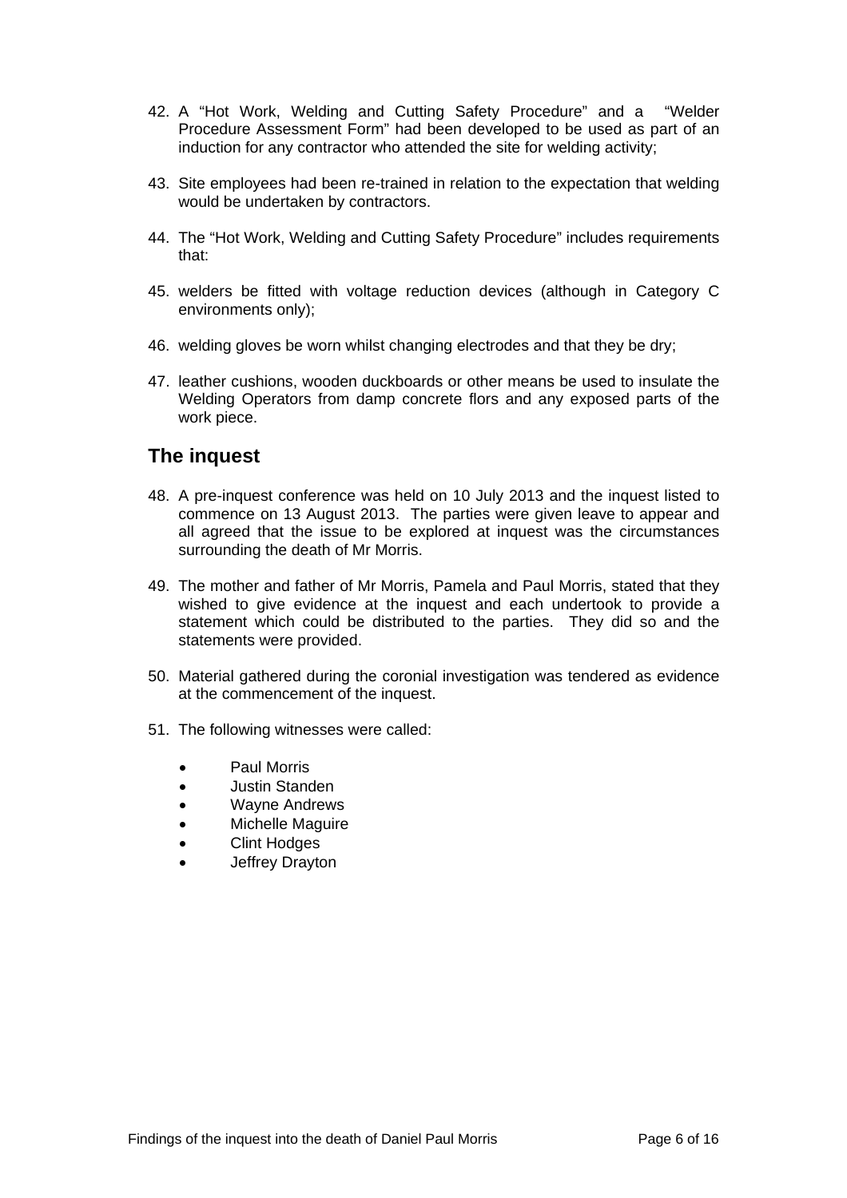42. A "Hot Work, Welding and Cutting Safety Procedure" and a "Welder Procedure Assessment Form" had been developed to be used as part of an induction for any contractor who attended the site for welding activity;

43. Site employees had been re-trained in relation to the expectation that welding would be undertaken by contractors.

44. The "Hot Work, Welding and Cutting Safety Procedure" includes requirements that:

45. welders be fitted with voltage reduction devices (although in Category C environments only);

46. welding gloves be worn whilst changing electrodes and that they be dry;

47. leather cushions, wooden duckboards or other means be used to insulate the Welding Operators from damp concrete flors and any exposed parts of the work piece.

## The inquest

48. A pre-inquest conference was held on 10 July 2013 and the inquest listed to commence on 13 August 2013. The parties were given leave to appear and all agreed that the issue to be explored at inquest was the circumstances surrounding the death of Mr Morris.

49. The mother and father of Mr Morris, Pamela and Paul Morris, stated that they wished to give evidence at the inquest and each undertook to provide a statement which could be distributed to the parties. They did so and the statements were provided.

50. Material gathered during the coronial investigation was tendered as evidence at the commencement of the inquest.

51. The following witnesses were called:

- Paul Morris
- Justin Standen
- Wayne Andrews
- Michelle Maguire
- Clint Hodges
- Jeffrey Drayton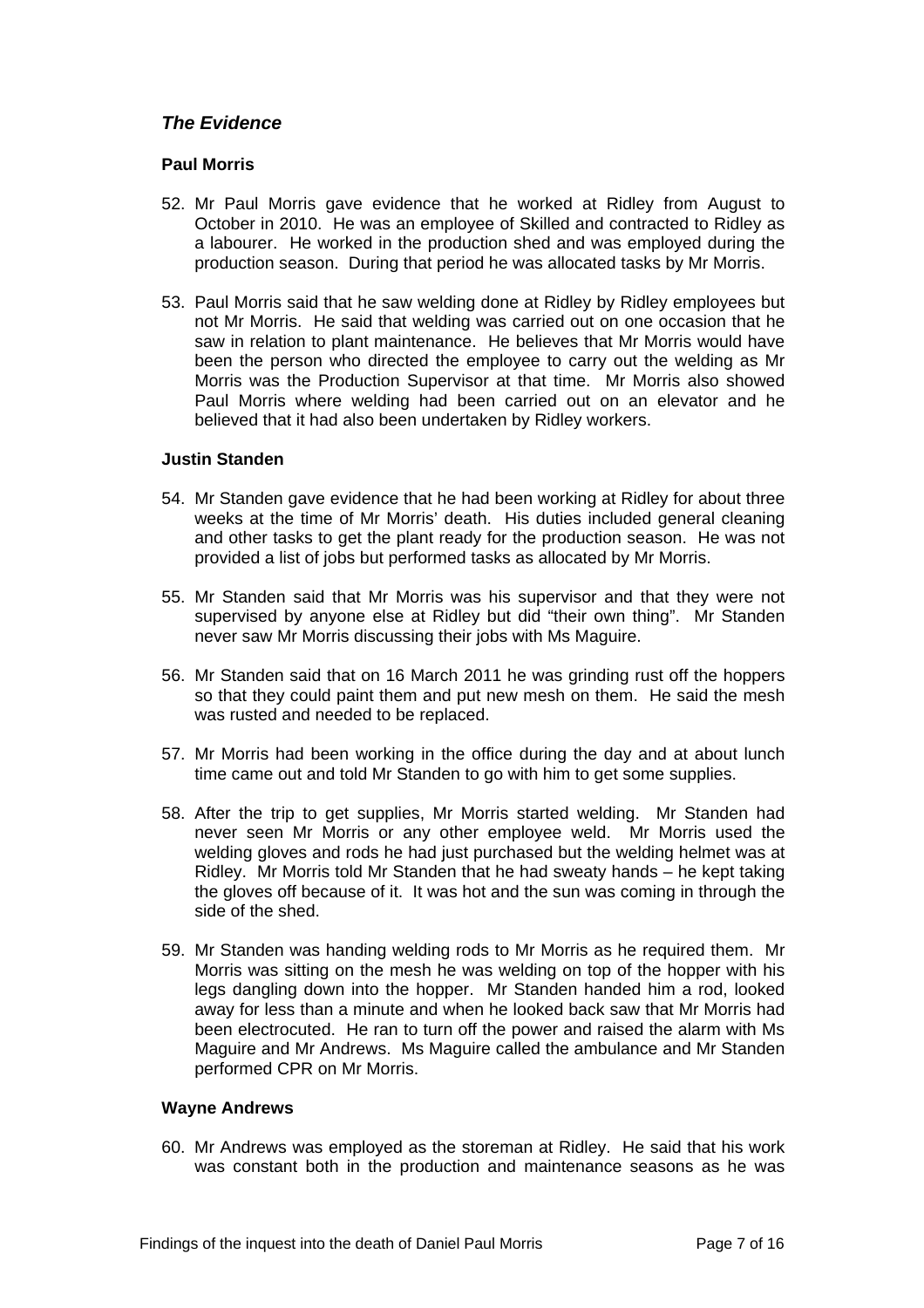## *The Evidence*

### Paul Morris

52. Mr Paul Morris gave evidence that he worked at Ridley from August to October in 2010. He was an employee of Skilled and contracted to Ridley as a labourer. He worked in the production shed and was employed during the production season. During that period he was allocated tasks by Mr Morris.

53. Paul Morris said that he saw welding done at Ridley by Ridley employees but not Mr Morris. He said that welding was carried out on one occasion that he saw in relation to plant maintenance. He believes that Mr Morris would have been the person who directed the employee to carry out the welding as Mr Morris was the Production Supervisor at that time. Mr Morris also showed Paul Morris where welding had been carried out on an elevator and he believed that it had also been undertaken by Ridley workers.

### Justin Standen

54. Mr Standen gave evidence that he had been working at Ridley for about three weeks at the time of Mr Morris' death. His duties included general cleaning and other tasks to get the plant ready for the production season. He was not provided a list of jobs but performed tasks as allocated by Mr Morris.

55. Mr Standen said that Mr Morris was his supervisor and that they were not supervised by anyone else at Ridley but did "their own thing". Mr Standen never saw Mr Morris discussing their jobs with Ms Maguire.

56. Mr Standen said that on 16 March 2011 he was grinding rust off the hoppers so that they could paint them and put new mesh on them. He said the mesh was rusted and needed to be replaced.

57. Mr Morris had been working in the office during the day and at about lunch time came out and told Mr Standen to go with him to get some supplies.

58. After the trip to get supplies, Mr Morris started welding. Mr Standen had never seen Mr Morris or any other employee weld. Mr Morris used the welding gloves and rods he had just purchased but the welding helmet was at Ridley. Mr Morris told Mr Standen that he had sweaty hands – he kept taking the gloves off because of it. It was hot and the sun was coming in through the side of the shed.

59. Mr Standen was handing welding rods to Mr Morris as he required them. Mr Morris was sitting on the mesh he was welding on top of the hopper with his legs dangling down into the hopper. Mr Standen handed him a rod, looked away for less than a minute and when he looked back saw that Mr Morris had been electrocuted. He ran to turn off the power and raised the alarm with Ms Maguire and Mr Andrews. Ms Maguire called the ambulance and Mr Standen performed CPR on Mr Morris.

### Wayne Andrews

60. Mr Andrews was employed as the storeman at Ridley. He said that his work was constant both in the production and maintenance seasons as he was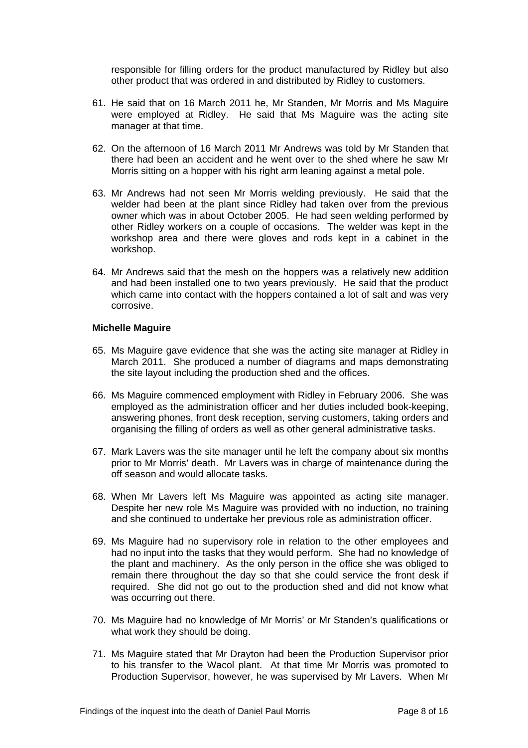responsible for filling orders for the product manufactured by Ridley but also other product that was ordered in and distributed by Ridley to customers.

61. He said that on 16 March 2011 he, Mr Standen, Mr Morris and Ms Maguire were employed at Ridley. He said that Ms Maguire was the acting site manager at that time.

62. On the afternoon of 16 March 2011 Mr Andrews was told by Mr Standen that there had been an accident and he went over to the shed where he saw Mr Morris sitting on a hopper with his right arm leaning against a metal pole.

63. Mr Andrews had not seen Mr Morris welding previously. He said that the welder had been at the plant since Ridley had taken over from the previous owner which was in about October 2005. He had seen welding performed by other Ridley workers on a couple of occasions. The welder was kept in the workshop area and there were gloves and rods kept in a cabinet in the workshop.

64. Mr Andrews said that the mesh on the hoppers was a relatively new addition and had been installed one to two years previously. He said that the product which came into contact with the hoppers contained a lot of salt and was very corrosive.

**Michelle Maguire**

65. Ms Maguire gave evidence that she was the acting site manager at Ridley in March 2011. She produced a number of diagrams and maps demonstrating the site layout including the production shed and the offices.

66. Ms Maguire commenced employment with Ridley in February 2006. She was employed as the administration officer and her duties included book-keeping, answering phones, front desk reception, serving customers, taking orders and organising the filling of orders as well as other general administrative tasks.

67. Mark Lavers was the site manager until he left the company about six months prior to Mr Morris' death. Mr Lavers was in charge of maintenance during the off season and would allocate tasks.

68. When Mr Lavers left Ms Maguire was appointed as acting site manager. Despite her new role Ms Maguire was provided with no induction, no training and she continued to undertake her previous role as administration officer.

69. Ms Maguire had no supervisory role in relation to the other employees and had no input into the tasks that they would perform. She had no knowledge of the plant and machinery. As the only person in the office she was obliged to remain there throughout the day so that she could service the front desk if required. She did not go out to the production shed and did not know what was occurring out there.

70. Ms Maguire had no knowledge of Mr Morris' or Mr Standen's qualifications or what work they should be doing.

71. Ms Maguire stated that Mr Drayton had been the Production Supervisor prior to his transfer to the Wacol plant. At that time Mr Morris was promoted to Production Supervisor, however, he was supervised by Mr Lavers. When Mr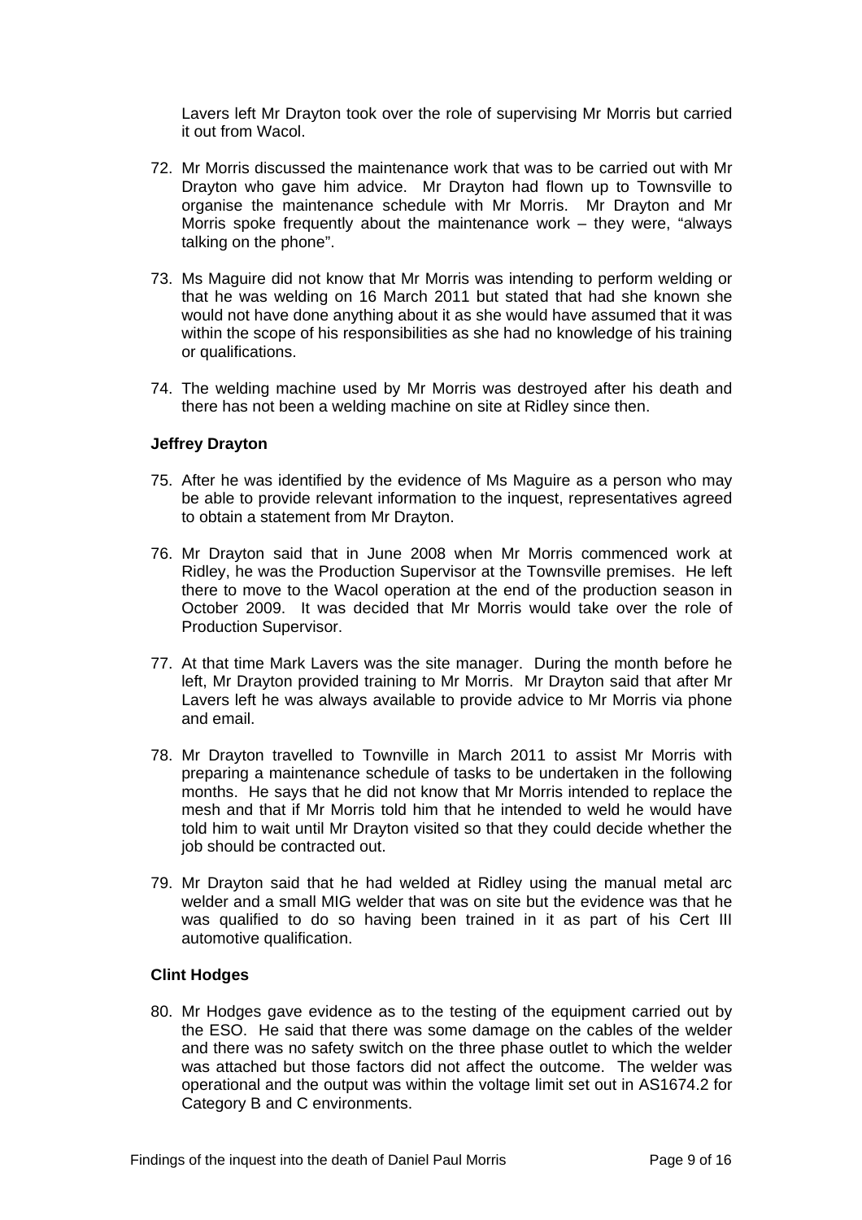Lavers left Mr Drayton took over the role of supervising Mr Morris but carried it out from Wacol.

72. Mr Morris discussed the maintenance work that was to be carried out with Mr Drayton who gave him advice. Mr Drayton had flown up to Townsville to organise the maintenance schedule with Mr Morris. Mr Drayton and Mr Morris spoke frequently about the maintenance work – they were, "always talking on the phone".

73. Ms Maguire did not know that Mr Morris was intending to perform welding or that he was welding on 16 March 2011 but stated that had she known she would not have done anything about it as she would have assumed that it was within the scope of his responsibilities as she had no knowledge of his training or qualifications.

74. The welding machine used by Mr Morris was destroyed after his death and there has not been a welding machine on site at Ridley since then.

**Jeffrey Drayton**

75. After he was identified by the evidence of Ms Maguire as a person who may be able to provide relevant information to the inquest, representatives agreed to obtain a statement from Mr Drayton.

76. Mr Drayton said that in June 2008 when Mr Morris commenced work at Ridley, he was the Production Supervisor at the Townsville premises. He left there to move to the Wacol operation at the end of the production season in October 2009. It was decided that Mr Morris would take over the role of Production Supervisor.

77. At that time Mark Lavers was the site manager. During the month before he left, Mr Drayton provided training to Mr Morris. Mr Drayton said that after Mr Lavers left he was always available to provide advice to Mr Morris via phone and email.

78. Mr Drayton travelled to Townville in March 2011 to assist Mr Morris with preparing a maintenance schedule of tasks to be undertaken in the following months. He says that he did not know that Mr Morris intended to replace the mesh and that if Mr Morris told him that he intended to weld he would have told him to wait until Mr Drayton visited so that they could decide whether the job should be contracted out.

79. Mr Drayton said that he had welded at Ridley using the manual metal arc welder and a small MIG welder that was on site but the evidence was that he was qualified to do so having been trained in it as part of his Cert III automotive qualification.

**Clint Hodges**

80. Mr Hodges gave evidence as to the testing of the equipment carried out by the ESO. He said that there was some damage on the cables of the welder and there was no safety switch on the three phase outlet to which the welder was attached but those factors did not affect the outcome. The welder was operational and the output was within the voltage limit set out in AS1674.2 for Category B and C environments.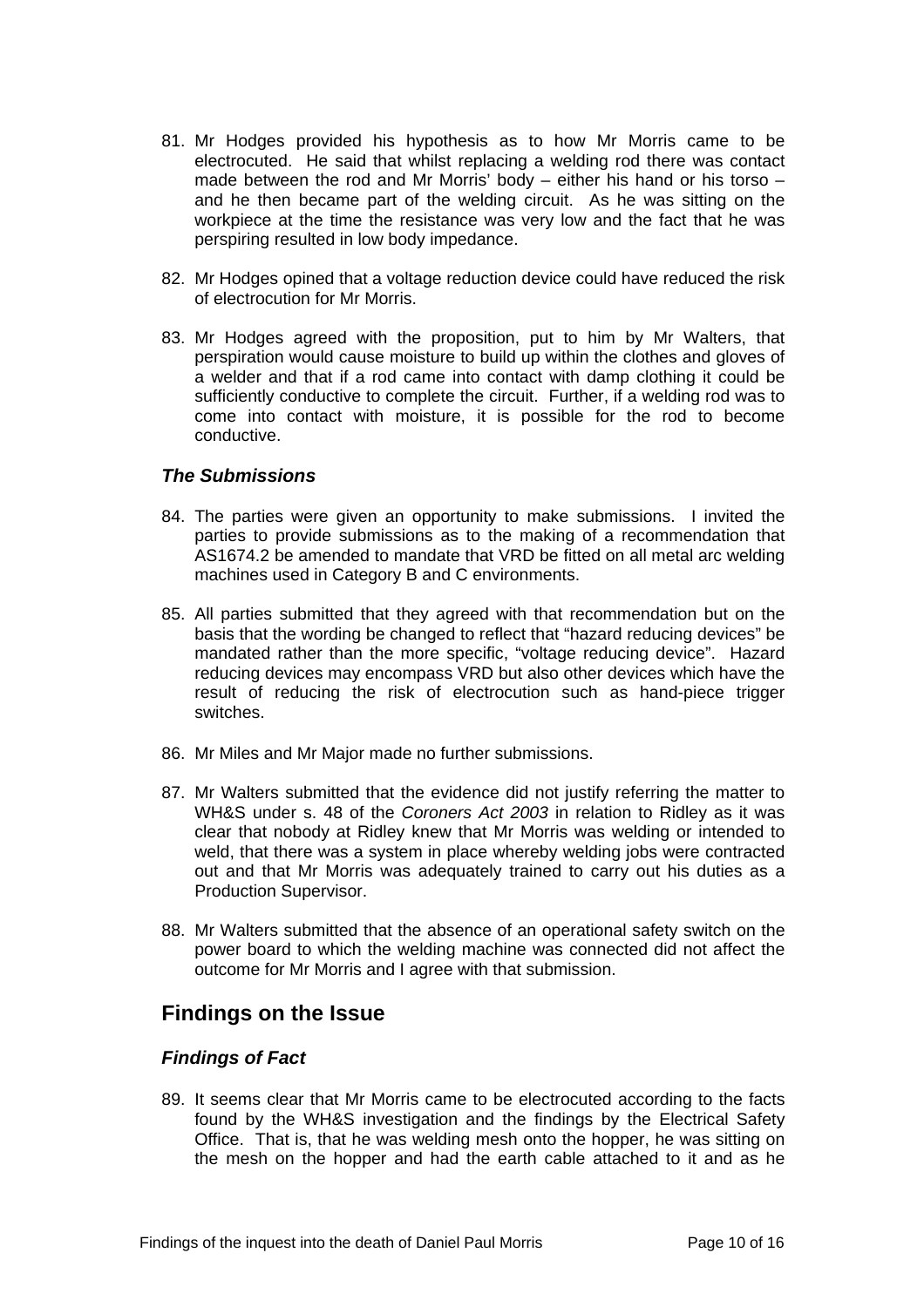81. Mr Hodges provided his hypothesis as to how Mr Morris came to be electrocuted. He said that whilst replacing a welding rod there was contact made between the rod and Mr Morris' body – either his hand or his torso – and he then became part of the welding circuit. As he was sitting on the workpiece at the time the resistance was very low and the fact that he was perspiring resulted in low body impedance.

82. Mr Hodges opined that a voltage reduction device could have reduced the risk of electrocution for Mr Morris.

83. Mr Hodges agreed with the proposition, put to him by Mr Walters, that perspiration would cause moisture to build up within the clothes and gloves of a welder and that if a rod came into contact with damp clothing it could be sufficiently conductive to complete the circuit. Further, if a welding rod was to come into contact with moisture, it is possible for the rod to become conductive.

### *The Submissions*

84. The parties were given an opportunity to make submissions. I invited the parties to provide submissions as to the making of a recommendation that AS1674.2 be amended to mandate that VRD be fitted on all metal arc welding machines used in Category B and C environments.

85. All parties submitted that they agreed with that recommendation but on the basis that the wording be changed to reflect that "hazard reducing devices" be mandated rather than the more specific, "voltage reducing device". Hazard reducing devices may encompass VRD but also other devices which have the result of reducing the risk of electrocution such as hand-piece trigger switches.

86. Mr Miles and Mr Major made no further submissions.

87. Mr Walters submitted that the evidence did not justify referring the matter to WH&S under s. 48 of the *Coroners Act 2003* in relation to Ridley as it was clear that nobody at Ridley knew that Mr Morris was welding or intended to weld, that there was a system in place whereby welding jobs were contracted out and that Mr Morris was adequately trained to carry out his duties as a Production Supervisor.

88. Mr Walters submitted that the absence of an operational safety switch on the power board to which the welding machine was connected did not affect the outcome for Mr Morris and I agree with that submission.

## Findings on the Issue

### *Findings of Fact*

89. It seems clear that Mr Morris came to be electrocuted according to the facts found by the WH&S investigation and the findings by the Electrical Safety Office. That is, that he was welding mesh onto the hopper, he was sitting on the mesh on the hopper and had the earth cable attached to it and as he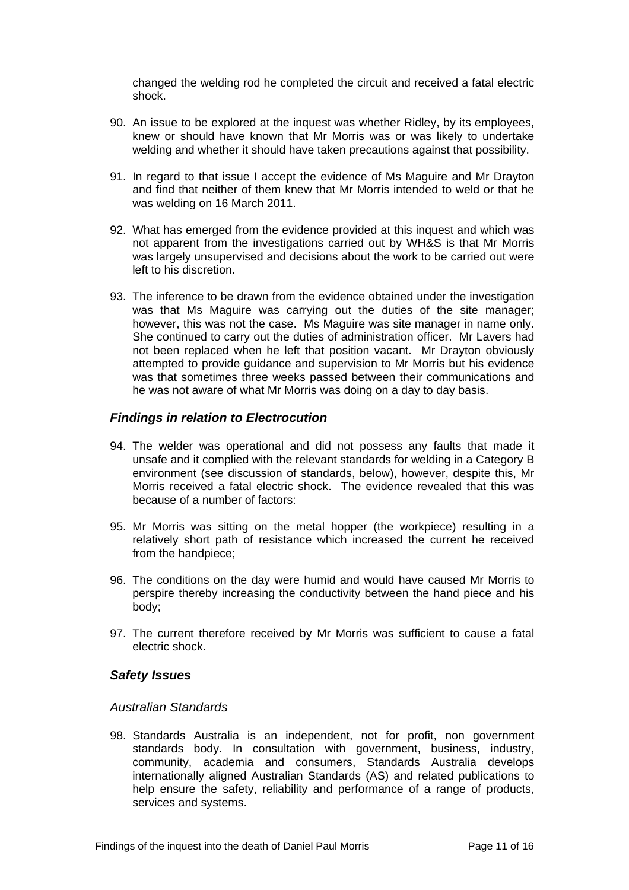changed the welding rod he completed the circuit and received a fatal electric shock.

90. An issue to be explored at the inquest was whether Ridley, by its employees, knew or should have known that Mr Morris was or was likely to undertake welding and whether it should have taken precautions against that possibility.

91. In regard to that issue I accept the evidence of Ms Maguire and Mr Drayton and find that neither of them knew that Mr Morris intended to weld or that he was welding on 16 March 2011.

92. What has emerged from the evidence provided at this inquest and which was not apparent from the investigations carried out by WH&S is that Mr Morris was largely unsupervised and decisions about the work to be carried out were left to his discretion.

93. The inference to be drawn from the evidence obtained under the investigation was that Ms Maguire was carrying out the duties of the site manager; however, this was not the case. Ms Maguire was site manager in name only. She continued to carry out the duties of administration officer. Mr Lavers had not been replaced when he left that position vacant. Mr Drayton obviously attempted to provide guidance and supervision to Mr Morris but his evidence was that sometimes three weeks passed between their communications and he was not aware of what Mr Morris was doing on a day to day basis.

### *Findings in relation to Electrocution*

94. The welder was operational and did not possess any faults that made it unsafe and it complied with the relevant standards for welding in a Category B environment (see discussion of standards, below), however, despite this, Mr Morris received a fatal electric shock. The evidence revealed that this was because of a number of factors:

95. Mr Morris was sitting on the metal hopper (the workpiece) resulting in a relatively short path of resistance which increased the current he received from the handpiece;

96. The conditions on the day were humid and would have caused Mr Morris to perspire thereby increasing the conductivity between the hand piece and his body;

97. The current therefore received by Mr Morris was sufficient to cause a fatal electric shock.

### *Safety Issues*

#### *Australian Standards*

98. Standards Australia is an independent, not for profit, non government standards body. In consultation with government, business, industry, community, academia and consumers, Standards Australia develops internationally aligned Australian Standards (AS) and related publications to help ensure the safety, reliability and performance of a range of products, services and systems.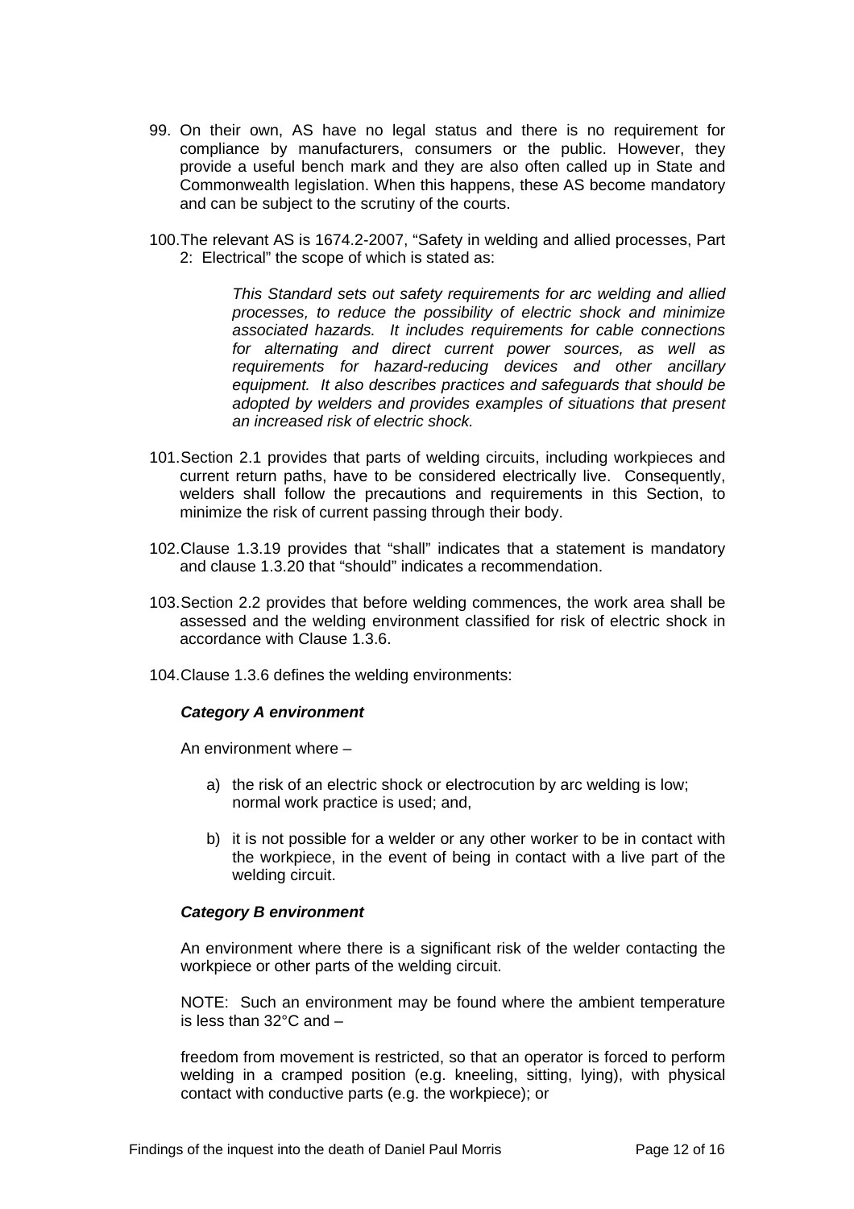99. On their own, AS have no legal status and there is no requirement for compliance by manufacturers, consumers or the public. However, they provide a useful bench mark and they are also often called up in State and Commonwealth legislation. When this happens, these AS become mandatory and can be subject to the scrutiny of the courts.

100. The relevant AS is 1674.2-2007, "Safety in welding and allied processes, Part 2: Electrical" the scope of which is stated as:

> *This Standard sets out safety requirements for arc welding and allied processes, to reduce the possibility of electric shock and minimize associated hazards. It includes requirements for cable connections for alternating and direct current power sources, as well as requirements for hazard-reducing devices and other ancillary equipment. It also describes practices and safeguards that should be adopted by welders and provides examples of situations that present an increased risk of electric shock.*

101. Section 2.1 provides that parts of welding circuits, including workpieces and current return paths, have to be considered electrically live. Consequently, welders shall follow the precautions and requirements in this Section, to minimize the risk of current passing through their body.

102. Clause 1.3.19 provides that "shall" indicates that a statement is mandatory and clause 1.3.20 that "should" indicates a recommendation.

103. Section 2.2 provides that before welding commences, the work area shall be assessed and the welding environment classified for risk of electric shock in accordance with Clause 1.3.6.

104. Clause 1.3.6 defines the welding environments:

***Category A environment***

An environment where –

a) the risk of an electric shock or electrocution by arc welding is low; normal work practice is used; and,

b) it is not possible for a welder or any other worker to be in contact with the workpiece, in the event of being in contact with a live part of the welding circuit.

***Category B environment***

An environment where there is a significant risk of the welder contacting the workpiece or other parts of the welding circuit.

NOTE: Such an environment may be found where the ambient temperature is less than 32°C and –

freedom from movement is restricted, so that an operator is forced to perform welding in a cramped position (e.g. kneeling, sitting, lying), with physical contact with conductive parts (e.g. the workpiece); or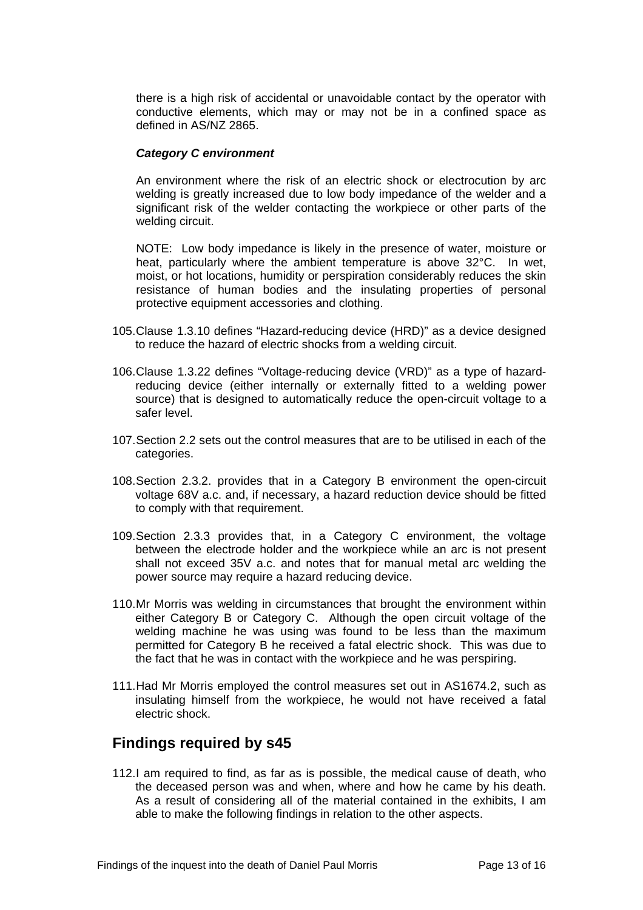there is a high risk of accidental or unavoidable contact by the operator with conductive elements, which may or may not be in a confined space as defined in AS/NZ 2865.

***Category C environment***

An environment where the risk of an electric shock or electrocution by arc welding is greatly increased due to low body impedance of the welder and a significant risk of the welder contacting the workpiece or other parts of the welding circuit.

NOTE: Low body impedance is likely in the presence of water, moisture or heat, particularly where the ambient temperature is above 32°C. In wet, moist, or hot locations, humidity or perspiration considerably reduces the skin resistance of human bodies and the insulating properties of personal protective equipment accessories and clothing.

105. Clause 1.3.10 defines "Hazard-reducing device (HRD)" as a device designed to reduce the hazard of electric shocks from a welding circuit.

106. Clause 1.3.22 defines "Voltage-reducing device (VRD)" as a type of hazard-reducing device (either internally or externally fitted to a welding power source) that is designed to automatically reduce the open-circuit voltage to a safer level.

107. Section 2.2 sets out the control measures that are to be utilised in each of the categories.

108. Section 2.3.2. provides that in a Category B environment the open-circuit voltage 68V a.c. and, if necessary, a hazard reduction device should be fitted to comply with that requirement.

109. Section 2.3.3 provides that, in a Category C environment, the voltage between the electrode holder and the workpiece while an arc is not present shall not exceed 35V a.c. and notes that for manual metal arc welding the power source may require a hazard reducing device.

110. Mr Morris was welding in circumstances that brought the environment within either Category B or Category C. Although the open circuit voltage of the welding machine he was using was found to be less than the maximum permitted for Category B he received a fatal electric shock. This was due to the fact that he was in contact with the workpiece and he was perspiring.

111. Had Mr Morris employed the control measures set out in AS1674.2, such as insulating himself from the workpiece, he would not have received a fatal electric shock.

## Findings required by s45

112. I am required to find, as far as is possible, the medical cause of death, who the deceased person was and when, where and how he came by his death. As a result of considering all of the material contained in the exhibits, I am able to make the following findings in relation to the other aspects.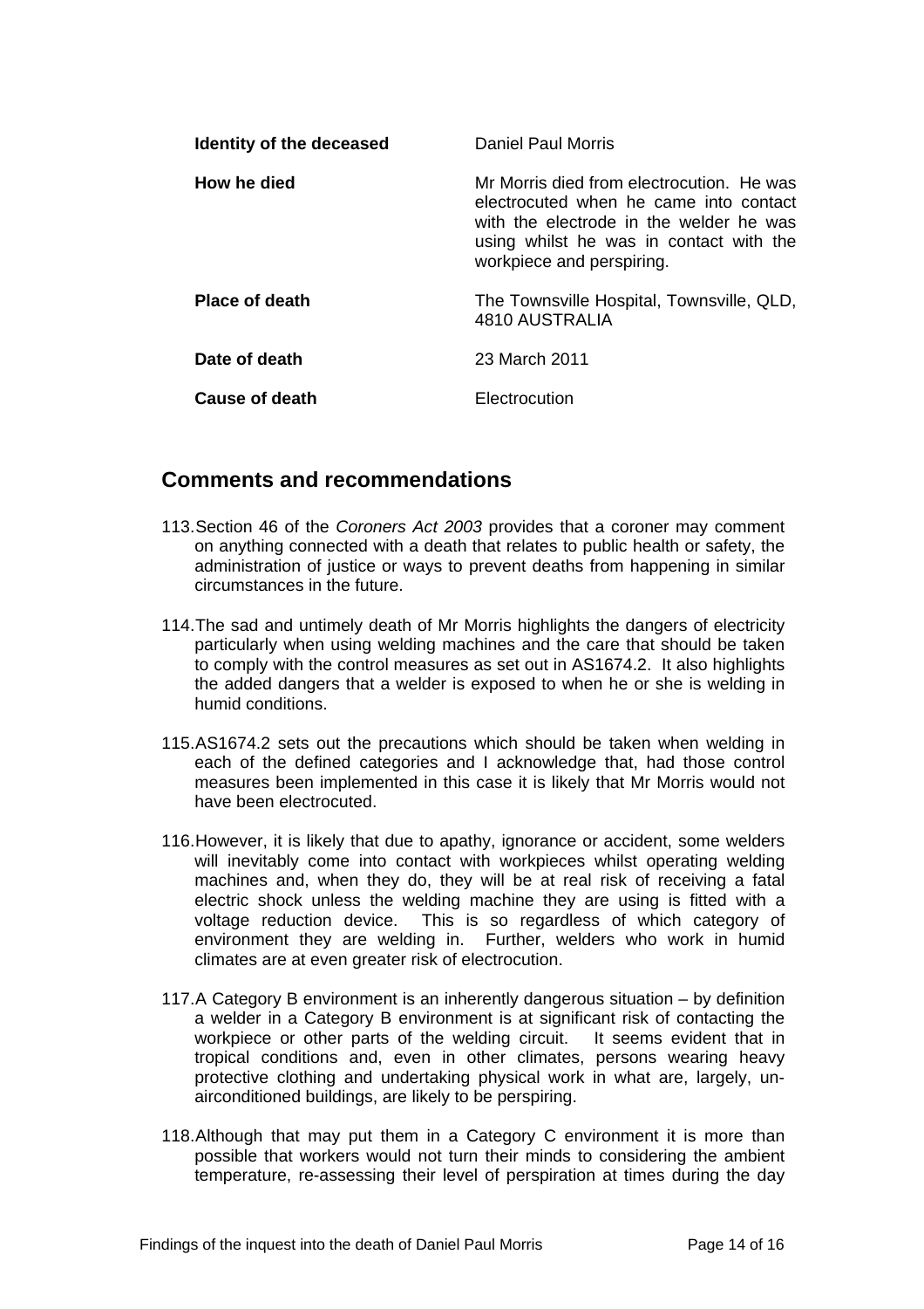| | |
|---|---|
| **Identity of the deceased** | Daniel Paul Morris |
| **How he died** | Mr Morris died from electrocution. He was electrocuted when he came into contact with the electrode in the welder he was using whilst he was in contact with the workpiece and perspiring. |
| **Place of death** | The Townsville Hospital, Townsville, QLD, 4810 AUSTRALIA |
| **Date of death** | 23 March 2011 |
| **Cause of death** | Electrocution |

## Comments and recommendations

113. Section 46 of the *Coroners Act 2003* provides that a coroner may comment on anything connected with a death that relates to public health or safety, the administration of justice or ways to prevent deaths from happening in similar circumstances in the future.

114. The sad and untimely death of Mr Morris highlights the dangers of electricity particularly when using welding machines and the care that should be taken to comply with the control measures as set out in AS1674.2. It also highlights the added dangers that a welder is exposed to when he or she is welding in humid conditions.

115. AS1674.2 sets out the precautions which should be taken when welding in each of the defined categories and I acknowledge that, had those control measures been implemented in this case it is likely that Mr Morris would not have been electrocuted.

116. However, it is likely that due to apathy, ignorance or accident, some welders will inevitably come into contact with workpieces whilst operating welding machines and, when they do, they will be at real risk of receiving a fatal electric shock unless the welding machine they are using is fitted with a voltage reduction device. This is so regardless of which category of environment they are welding in. Further, welders who work in humid climates are at even greater risk of electrocution.

117. A Category B environment is an inherently dangerous situation – by definition a welder in a Category B environment is at significant risk of contacting the workpiece or other parts of the welding circuit. It seems evident that in tropical conditions and, even in other climates, persons wearing heavy protective clothing and undertaking physical work in what are, largely, un-airconditioned buildings, are likely to be perspiring.

118. Although that may put them in a Category C environment it is more than possible that workers would not turn their minds to considering the ambient temperature, re-assessing their level of perspiration at times during the day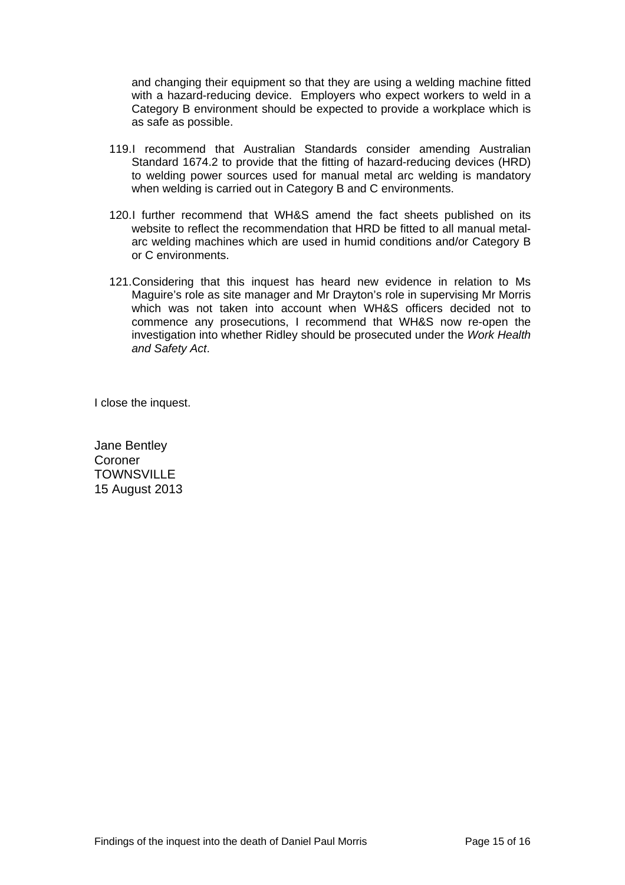and changing their equipment so that they are using a welding machine fitted with a hazard-reducing device. Employers who expect workers to weld in a Category B environment should be expected to provide a workplace which is as safe as possible.

119. I recommend that Australian Standards consider amending Australian Standard 1674.2 to provide that the fitting of hazard-reducing devices (HRD) to welding power sources used for manual metal arc welding is mandatory when welding is carried out in Category B and C environments.

120. I further recommend that WH&S amend the fact sheets published on its website to reflect the recommendation that HRD be fitted to all manual metal-arc welding machines which are used in humid conditions and/or Category B or C environments.

121. Considering that this inquest has heard new evidence in relation to Ms Maguire's role as site manager and Mr Drayton's role in supervising Mr Morris which was not taken into account when WH&S officers decided not to commence any prosecutions, I recommend that WH&S now re-open the investigation into whether Ridley should be prosecuted under the *Work Health and Safety Act*.

I close the inquest.

Jane Bentley
Coroner
TOWNSVILLE
15 August 2013